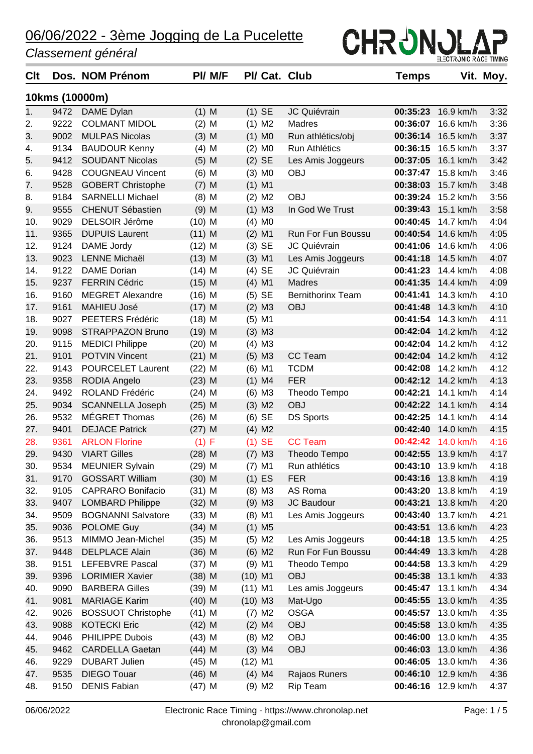# 06/06/2022 - 3ème Jogging de La Pucelette

*Classement général*

## 10kms (10000m)

| Clt | Dos. | NOM Prénom | Pl/ M/F | Pl/ Cat. | Club | Temps | Vit. | Moy. |
|---|---|---|---|---|---|---|---|---|
| 1. | 9472 | DAME Dylan | (1) M | (1) SE | JC Quiévrain | 00:35:23 | 16.9 km/h | 3:32 |
| 2. | 9222 | COLMANT MIDOL | (2) M | (1) M2 | Madres | 00:36:07 | 16.6 km/h | 3:36 |
| 3. | 9002 | MULPAS Nicolas | (3) M | (1) M0 | Run athlétics/obj | 00:36:14 | 16.5 km/h | 3:37 |
| 4. | 9134 | BAUDOUR Kenny | (4) M | (2) M0 | Run Athlétics | 00:36:15 | 16.5 km/h | 3:37 |
| 5. | 9412 | SOUDANT Nicolas | (5) M | (2) SE | Les Amis Joggeurs | 00:37:05 | 16.1 km/h | 3:42 |
| 6. | 9428 | COUGNEAU Vincent | (6) M | (3) M0 | OBJ | 00:37:47 | 15.8 km/h | 3:46 |
| 7. | 9528 | GOBERT Christophe | (7) M | (1) M1 | | 00:38:03 | 15.7 km/h | 3:48 |
| 8. | 9184 | SARNELLI Michael | (8) M | (2) M2 | OBJ | 00:39:24 | 15.2 km/h | 3:56 |
| 9. | 9555 | CHENUT Sébastien | (9) M | (1) M3 | In God We Trust | 00:39:43 | 15.1 km/h | 3:58 |
| 10. | 9029 | DELSOIR Jérôme | (10) M | (4) M0 | | 00:40:45 | 14.7 km/h | 4:04 |
| 11. | 9365 | DUPUIS Laurent | (11) M | (2) M1 | Run For Fun Boussu | 00:40:54 | 14.6 km/h | 4:05 |
| 12. | 9124 | DAME Jordy | (12) M | (3) SE | JC Quiévrain | 00:41:06 | 14.6 km/h | 4:06 |
| 13. | 9023 | LENNE Michaël | (13) M | (3) M1 | Les Amis Joggeurs | 00:41:18 | 14.5 km/h | 4:07 |
| 14. | 9122 | DAME Dorian | (14) M | (4) SE | JC Quiévrain | 00:41:23 | 14.4 km/h | 4:08 |
| 15. | 9237 | FERRIN Cédric | (15) M | (4) M1 | Madres | 00:41:35 | 14.4 km/h | 4:09 |
| 16. | 9160 | MEGRET Alexandre | (16) M | (5) SE | Bernithorinx Team | 00:41:41 | 14.3 km/h | 4:10 |
| 17. | 9161 | MAHIEU José | (17) M | (2) M3 | OBJ | 00:41:48 | 14.3 km/h | 4:10 |
| 18. | 9027 | PEETERS Frédéric | (18) M | (5) M1 | | 00:41:54 | 14.3 km/h | 4:11 |
| 19. | 9098 | STRAPPAZON Bruno | (19) M | (3) M3 | | 00:42:04 | 14.2 km/h | 4:12 |
| 20. | 9115 | MEDICI Philippe | (20) M | (4) M3 | | 00:42:04 | 14.2 km/h | 4:12 |
| 21. | 9101 | POTVIN Vincent | (21) M | (5) M3 | CC Team | 00:42:04 | 14.2 km/h | 4:12 |
| 22. | 9143 | POURCELET Laurent | (22) M | (6) M1 | TCDM | 00:42:08 | 14.2 km/h | 4:12 |
| 23. | 9358 | RODIA Angelo | (23) M | (1) M4 | FER | 00:42:12 | 14.2 km/h | 4:13 |
| 24. | 9492 | ROLAND Frédéric | (24) M | (6) M3 | Theodo Tempo | 00:42:21 | 14.1 km/h | 4:14 |
| 25. | 9034 | SCANNELLA Joseph | (25) M | (3) M2 | OBJ | 00:42:22 | 14.1 km/h | 4:14 |
| 26. | 9532 | MÉGRET Thomas | (26) M | (6) SE | DS Sports | 00:42:25 | 14.1 km/h | 4:14 |
| 27. | 9401 | DEJACE Patrick | (27) M | (4) M2 | | 00:42:40 | 14.0 km/h | 4:15 |
| 28. | 9361 | ARLON Florine | (1) F | (1) SE | CC Team | 00:42:42 | 14.0 km/h | 4:16 |
| 29. | 9430 | VIART Gilles | (28) M | (7) M3 | Theodo Tempo | 00:42:55 | 13.9 km/h | 4:17 |
| 30. | 9534 | MEUNIER Sylvain | (29) M | (7) M1 | Run athlétics | 00:43:10 | 13.9 km/h | 4:18 |
| 31. | 9170 | GOSSART William | (30) M | (1) ES | FER | 00:43:16 | 13.8 km/h | 4:19 |
| 32. | 9105 | CAPRARO Bonifacio | (31) M | (8) M3 | AS Roma | 00:43:20 | 13.8 km/h | 4:19 |
| 33. | 9407 | LOMBARD Philippe | (32) M | (9) M3 | JC Baudour | 00:43:21 | 13.8 km/h | 4:20 |
| 34. | 9509 | BOGNANNI Salvatore | (33) M | (8) M1 | Les Amis Joggeurs | 00:43:40 | 13.7 km/h | 4:21 |
| 35. | 9036 | POLOME Guy | (34) M | (1) M5 | | 00:43:51 | 13.6 km/h | 4:23 |
| 36. | 9513 | MIMMO Jean-Michel | (35) M | (5) M2 | Les Amis Joggeurs | 00:44:18 | 13.5 km/h | 4:25 |
| 37. | 9448 | DELPLACE Alain | (36) M | (6) M2 | Run For Fun Boussu | 00:44:49 | 13.3 km/h | 4:28 |
| 38. | 9151 | LEFEBVRE Pascal | (37) M | (9) M1 | Theodo Tempo | 00:44:58 | 13.3 km/h | 4:29 |
| 39. | 9396 | LORIMIER Xavier | (38) M | (10) M1 | OBJ | 00:45:38 | 13.1 km/h | 4:33 |
| 40. | 9090 | BARBERA Gilles | (39) M | (11) M1 | Les amis Joggeurs | 00:45:47 | 13.1 km/h | 4:34 |
| 41. | 9081 | MARIAGE Karim | (40) M | (10) M3 | Mat-Ugo | 00:45:55 | 13.0 km/h | 4:35 |
| 42. | 9026 | BOSSUOT Christophe | (41) M | (7) M2 | OSGA | 00:45:57 | 13.0 km/h | 4:35 |
| 43. | 9088 | KOTECKI Eric | (42) M | (2) M4 | OBJ | 00:45:58 | 13.0 km/h | 4:35 |
| 44. | 9046 | PHILIPPE Dubois | (43) M | (8) M2 | OBJ | 00:46:00 | 13.0 km/h | 4:35 |
| 45. | 9462 | CARDELLA Gaetan | (44) M | (3) M4 | OBJ | 00:46:03 | 13.0 km/h | 4:36 |
| 46. | 9229 | DUBART Julien | (45) M | (12) M1 | | 00:46:05 | 13.0 km/h | 4:36 |
| 47. | 9535 | DIEGO Touar | (46) M | (4) M4 | Rajaos Runers | 00:46:10 | 12.9 km/h | 4:36 |
| 48. | 9150 | DENIS Fabian | (47) M | (9) M2 | Rip Team | 00:46:16 | 12.9 km/h | 4:37 |

06/06/2022 — Electronic Race Timing - https://www.chronolap.net — chronolap@gmail.com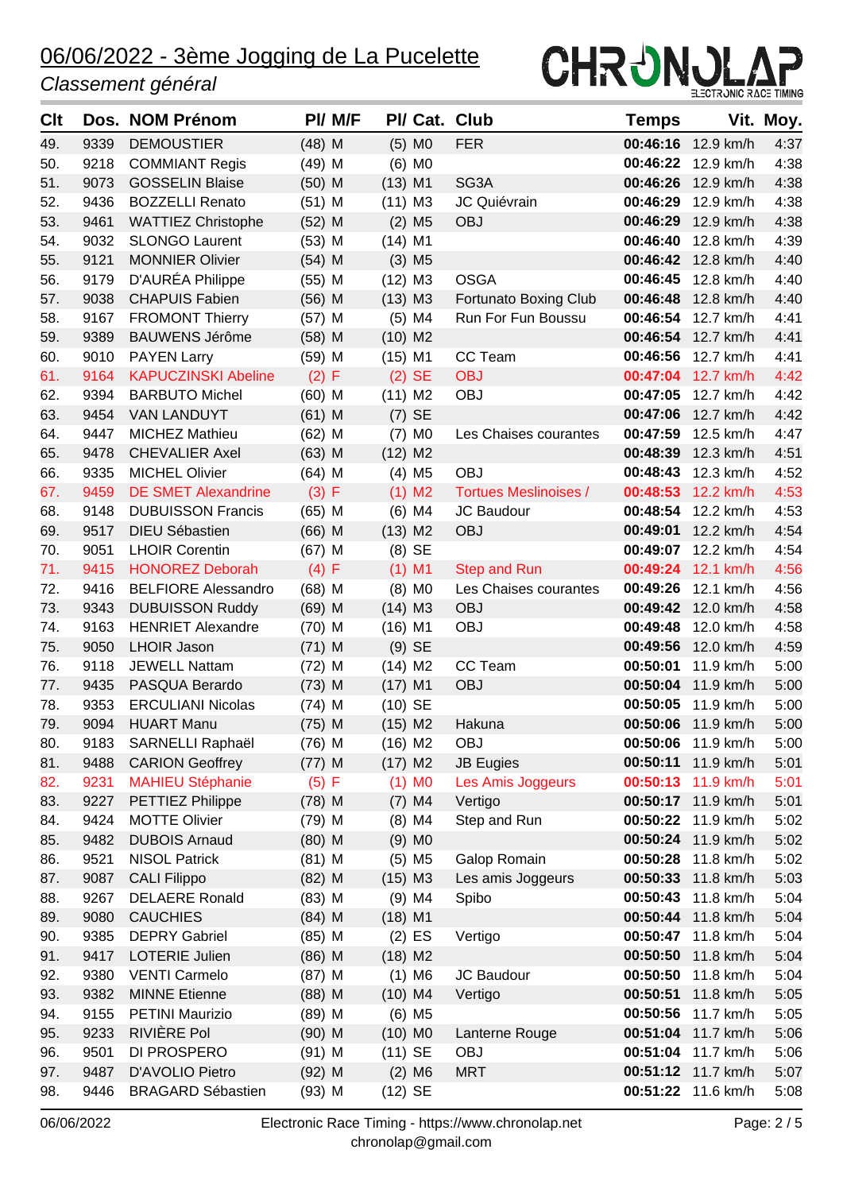# 06/06/2022 - 3ème Jogging de La Pucelette

*Classement général*

| Clt | Dos. | NOM Prénom | Pl/ M/F | Pl/ Cat. | Club | Temps | Vit. | Moy. |
|---|---|---|---|---|---|---|---|---|
| 49. | 9339 | DEMOUSTIER | (48) M | (5) M0 | FER | **00:46:16** | 12.9 km/h | 4:37 |
| 50. | 9218 | COMMIANT Regis | (49) M | (6) M0 | | **00:46:22** | 12.9 km/h | 4:38 |
| 51. | 9073 | GOSSELIN Blaise | (50) M | (13) M1 | SG3A | **00:46:26** | 12.9 km/h | 4:38 |
| 52. | 9436 | BOZZELLI Renato | (51) M | (11) M3 | JC Quiévrain | **00:46:29** | 12.9 km/h | 4:38 |
| 53. | 9461 | WATTIEZ Christophe | (52) M | (2) M5 | OBJ | **00:46:29** | 12.9 km/h | 4:38 |
| 54. | 9032 | SLONGO Laurent | (53) M | (14) M1 | | **00:46:40** | 12.8 km/h | 4:39 |
| 55. | 9121 | MONNIER Olivier | (54) M | (3) M5 | | **00:46:42** | 12.8 km/h | 4:40 |
| 56. | 9179 | D'AURÉA Philippe | (55) M | (12) M3 | OSGA | **00:46:45** | 12.8 km/h | 4:40 |
| 57. | 9038 | CHAPUIS Fabien | (56) M | (13) M3 | Fortunato Boxing Club | **00:46:48** | 12.8 km/h | 4:40 |
| 58. | 9167 | FROMONT Thierry | (57) M | (5) M4 | Run For Fun Boussu | **00:46:54** | 12.7 km/h | 4:41 |
| 59. | 9389 | BAUWENS Jérôme | (58) M | (10) M2 | | **00:46:54** | 12.7 km/h | 4:41 |
| 60. | 9010 | PAYEN Larry | (59) M | (15) M1 | CC Team | **00:46:56** | 12.7 km/h | 4:41 |
| 61. | 9164 | KAPUCZINSKI Abeline | (2) F | (2) SE | OBJ | **00:47:04** | 12.7 km/h | 4:42 |
| 62. | 9394 | BARBUTO Michel | (60) M | (11) M2 | OBJ | **00:47:05** | 12.7 km/h | 4:42 |
| 63. | 9454 | VAN LANDUYT | (61) M | (7) SE | | **00:47:06** | 12.7 km/h | 4:42 |
| 64. | 9447 | MICHEZ Mathieu | (62) M | (7) M0 | Les Chaises courantes | **00:47:59** | 12.5 km/h | 4:47 |
| 65. | 9478 | CHEVALIER Axel | (63) M | (12) M2 | | **00:48:39** | 12.3 km/h | 4:51 |
| 66. | 9335 | MICHEL Olivier | (64) M | (4) M5 | OBJ | **00:48:43** | 12.3 km/h | 4:52 |
| 67. | 9459 | DE SMET Alexandrine | (3) F | (1) M2 | Tortues Meslinoises / | **00:48:53** | 12.2 km/h | 4:53 |
| 68. | 9148 | DUBUISSON Francis | (65) M | (6) M4 | JC Baudour | **00:48:54** | 12.2 km/h | 4:53 |
| 69. | 9517 | DIEU Sébastien | (66) M | (13) M2 | OBJ | **00:49:01** | 12.2 km/h | 4:54 |
| 70. | 9051 | LHOIR Corentin | (67) M | (8) SE | | **00:49:07** | 12.2 km/h | 4:54 |
| 71. | 9415 | HONOREZ Deborah | (4) F | (1) M1 | Step and Run | **00:49:24** | 12.1 km/h | 4:56 |
| 72. | 9416 | BELFIORE Alessandro | (68) M | (8) M0 | Les Chaises courantes | **00:49:26** | 12.1 km/h | 4:56 |
| 73. | 9343 | DUBUISSON Ruddy | (69) M | (14) M3 | OBJ | **00:49:42** | 12.0 km/h | 4:58 |
| 74. | 9163 | HENRIET Alexandre | (70) M | (16) M1 | OBJ | **00:49:48** | 12.0 km/h | 4:58 |
| 75. | 9050 | LHOIR Jason | (71) M | (9) SE | | **00:49:56** | 12.0 km/h | 4:59 |
| 76. | 9118 | JEWELL Nattam | (72) M | (14) M2 | CC Team | **00:50:01** | 11.9 km/h | 5:00 |
| 77. | 9435 | PASQUA Berardo | (73) M | (17) M1 | OBJ | **00:50:04** | 11.9 km/h | 5:00 |
| 78. | 9353 | ERCULIANI Nicolas | (74) M | (10) SE | | **00:50:05** | 11.9 km/h | 5:00 |
| 79. | 9094 | HUART Manu | (75) M | (15) M2 | Hakuna | **00:50:06** | 11.9 km/h | 5:00 |
| 80. | 9183 | SARNELLI Raphaël | (76) M | (16) M2 | OBJ | **00:50:06** | 11.9 km/h | 5:00 |
| 81. | 9488 | CARION Geoffrey | (77) M | (17) M2 | JB Eugies | **00:50:11** | 11.9 km/h | 5:01 |
| 82. | 9231 | MAHIEU Stéphanie | (5) F | (1) M0 | Les Amis Joggeurs | **00:50:13** | 11.9 km/h | 5:01 |
| 83. | 9227 | PETTIEZ Philippe | (78) M | (7) M4 | Vertigo | **00:50:17** | 11.9 km/h | 5:01 |
| 84. | 9424 | MOTTE Olivier | (79) M | (8) M4 | Step and Run | **00:50:22** | 11.9 km/h | 5:02 |
| 85. | 9482 | DUBOIS Arnaud | (80) M | (9) M0 | | **00:50:24** | 11.9 km/h | 5:02 |
| 86. | 9521 | NISOL Patrick | (81) M | (5) M5 | Galop Romain | **00:50:28** | 11.8 km/h | 5:02 |
| 87. | 9087 | CALI Filippo | (82) M | (15) M3 | Les amis Joggeurs | **00:50:33** | 11.8 km/h | 5:03 |
| 88. | 9267 | DELAERE Ronald | (83) M | (9) M4 | Spibo | **00:50:43** | 11.8 km/h | 5:04 |
| 89. | 9080 | CAUCHIES | (84) M | (18) M1 | | **00:50:44** | 11.8 km/h | 5:04 |
| 90. | 9385 | DEPRY Gabriel | (85) M | (2) ES | Vertigo | **00:50:47** | 11.8 km/h | 5:04 |
| 91. | 9417 | LOTERIE Julien | (86) M | (18) M2 | | **00:50:50** | 11.8 km/h | 5:04 |
| 92. | 9380 | VENTI Carmelo | (87) M | (1) M6 | JC Baudour | **00:50:50** | 11.8 km/h | 5:04 |
| 93. | 9382 | MINNE Etienne | (88) M | (10) M4 | Vertigo | **00:50:51** | 11.8 km/h | 5:05 |
| 94. | 9155 | PETINI Maurizio | (89) M | (6) M5 | | **00:50:56** | 11.7 km/h | 5:05 |
| 95. | 9233 | RIVIÈRE Pol | (90) M | (10) M0 | Lanterne Rouge | **00:51:04** | 11.7 km/h | 5:06 |
| 96. | 9501 | DI PROSPERO | (91) M | (11) SE | OBJ | **00:51:04** | 11.7 km/h | 5:06 |
| 97. | 9487 | D'AVOLIO Pietro | (92) M | (2) M6 | MRT | **00:51:12** | 11.7 km/h | 5:07 |
| 98. | 9446 | BRAGARD Sébastien | (93) M | (12) SE | | **00:51:22** | 11.6 km/h | 5:08 |

Electronic Race Timing - https://www.chronolap.net
chronolap@gmail.com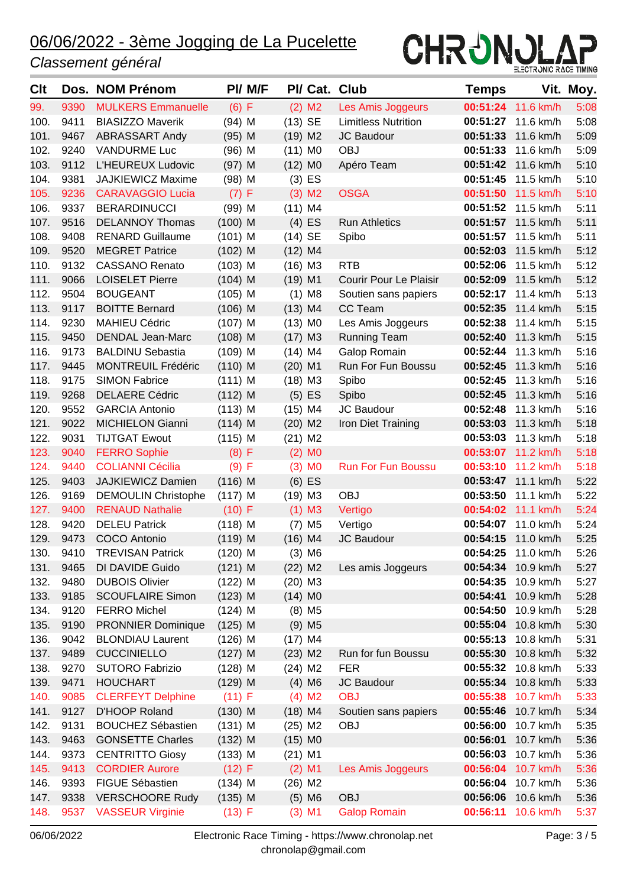# 06/06/2022 - 3ème Jogging de La Pucelette

*Classement général*

CHRONOLAP ELECTRONIC RACE TIMING

| Clt | Dos. | NOM Prénom | Pl/ M/F | | Pl/ Cat. | | Club | Temps | Vit. | Moy. |
|---|---|---|---|---|---|---|---|---|---|---|
| 99. | 9390 | MULKERS Emmanuelle | (6) | F | (2) | M2 | Les Amis Joggeurs | **00:51:24** | 11.6 km/h | 5:08 |
| 100. | 9411 | BIASIZZO Maverik | (94) | M | (13) | SE | Limitless Nutrition | **00:51:27** | 11.6 km/h | 5:08 |
| 101. | 9467 | ABRASSART Andy | (95) | M | (19) | M2 | JC Baudour | **00:51:33** | 11.6 km/h | 5:09 |
| 102. | 9240 | VANDURME Luc | (96) | M | (11) | M0 | OBJ | **00:51:33** | 11.6 km/h | 5:09 |
| 103. | 9112 | L'HEUREUX Ludovic | (97) | M | (12) | M0 | Apéro Team | **00:51:42** | 11.6 km/h | 5:10 |
| 104. | 9381 | JAJKIEWICZ Maxime | (98) | M | (3) | ES | | **00:51:45** | 11.5 km/h | 5:10 |
| 105. | 9236 | CARAVAGGIO Lucia | (7) | F | (3) | M2 | OSGA | **00:51:50** | 11.5 km/h | 5:10 |
| 106. | 9337 | BERARDINUCCI | (99) | M | (11) | M4 | | **00:51:52** | 11.5 km/h | 5:11 |
| 107. | 9516 | DELANNOY Thomas | (100) | M | (4) | ES | Run Athletics | **00:51:57** | 11.5 km/h | 5:11 |
| 108. | 9408 | RENARD Guillaume | (101) | M | (14) | SE | Spibo | **00:51:57** | 11.5 km/h | 5:11 |
| 109. | 9520 | MEGRET Patrice | (102) | M | (12) | M4 | | **00:52:03** | 11.5 km/h | 5:12 |
| 110. | 9132 | CASSANO Renato | (103) | M | (16) | M3 | RTB | **00:52:06** | 11.5 km/h | 5:12 |
| 111. | 9066 | LOISELET Pierre | (104) | M | (19) | M1 | Courir Pour Le Plaisir | **00:52:09** | 11.5 km/h | 5:12 |
| 112. | 9504 | BOUGEANT | (105) | M | (1) | M8 | Soutien sans papiers | **00:52:17** | 11.4 km/h | 5:13 |
| 113. | 9117 | BOITTE Bernard | (106) | M | (13) | M4 | CC Team | **00:52:35** | 11.4 km/h | 5:15 |
| 114. | 9230 | MAHIEU Cédric | (107) | M | (13) | M0 | Les Amis Joggeurs | **00:52:38** | 11.4 km/h | 5:15 |
| 115. | 9450 | DENDAL Jean-Marc | (108) | M | (17) | M3 | Running Team | **00:52:40** | 11.3 km/h | 5:15 |
| 116. | 9173 | BALDINU Sebastia | (109) | M | (14) | M4 | Galop Romain | **00:52:44** | 11.3 km/h | 5:16 |
| 117. | 9445 | MONTREUIL Frédéric | (110) | M | (20) | M1 | Run For Fun Boussu | **00:52:45** | 11.3 km/h | 5:16 |
| 118. | 9175 | SIMON Fabrice | (111) | M | (18) | M3 | Spibo | **00:52:45** | 11.3 km/h | 5:16 |
| 119. | 9268 | DELAERE Cédric | (112) | M | (5) | ES | Spibo | **00:52:45** | 11.3 km/h | 5:16 |
| 120. | 9552 | GARCIA Antonio | (113) | M | (15) | M4 | JC Baudour | **00:52:48** | 11.3 km/h | 5:16 |
| 121. | 9022 | MICHIELON Gianni | (114) | M | (20) | M2 | Iron Diet Training | **00:53:03** | 11.3 km/h | 5:18 |
| 122. | 9031 | TIJTGAT Ewout | (115) | M | (21) | M2 | | **00:53:03** | 11.3 km/h | 5:18 |
| 123. | 9040 | FERRO Sophie | (8) | F | (2) | M0 | | **00:53:07** | 11.2 km/h | 5:18 |
| 124. | 9440 | COLIANNI Cécilia | (9) | F | (3) | M0 | Run For Fun Boussu | **00:53:10** | 11.2 km/h | 5:18 |
| 125. | 9403 | JAJKIEWICZ Damien | (116) | M | (6) | ES | | **00:53:47** | 11.1 km/h | 5:22 |
| 126. | 9169 | DEMOULIN Christophe | (117) | M | (19) | M3 | OBJ | **00:53:50** | 11.1 km/h | 5:22 |
| 127. | 9400 | RENAUD Nathalie | (10) | F | (1) | M3 | Vertigo | **00:54:02** | 11.1 km/h | 5:24 |
| 128. | 9420 | DELEU Patrick | (118) | M | (7) | M5 | Vertigo | **00:54:07** | 11.0 km/h | 5:24 |
| 129. | 9473 | COCO Antonio | (119) | M | (16) | M4 | JC Baudour | **00:54:15** | 11.0 km/h | 5:25 |
| 130. | 9410 | TREVISAN Patrick | (120) | M | (3) | M6 | | **00:54:25** | 11.0 km/h | 5:26 |
| 131. | 9465 | DI DAVIDE Guido | (121) | M | (22) | M2 | Les amis Joggeurs | **00:54:34** | 10.9 km/h | 5:27 |
| 132. | 9480 | DUBOIS Olivier | (122) | M | (20) | M3 | | **00:54:35** | 10.9 km/h | 5:27 |
| 133. | 9185 | SCOUFLAIRE Simon | (123) | M | (14) | M0 | | **00:54:41** | 10.9 km/h | 5:28 |
| 134. | 9120 | FERRO Michel | (124) | M | (8) | M5 | | **00:54:50** | 10.9 km/h | 5:28 |
| 135. | 9190 | PRONNIER Dominique | (125) | M | (9) | M5 | | **00:55:04** | 10.8 km/h | 5:30 |
| 136. | 9042 | BLONDIAU Laurent | (126) | M | (17) | M4 | | **00:55:13** | 10.8 km/h | 5:31 |
| 137. | 9489 | CUCCINIELLO | (127) | M | (23) | M2 | Run for fun Boussu | **00:55:30** | 10.8 km/h | 5:32 |
| 138. | 9270 | SUTORO Fabrizio | (128) | M | (24) | M2 | FER | **00:55:32** | 10.8 km/h | 5:33 |
| 139. | 9471 | HOUCHART | (129) | M | (4) | M6 | JC Baudour | **00:55:34** | 10.8 km/h | 5:33 |
| 140. | 9085 | CLERFEYT Delphine | (11) | F | (4) | M2 | OBJ | **00:55:38** | 10.7 km/h | 5:33 |
| 141. | 9127 | D'HOOP Roland | (130) | M | (18) | M4 | Soutien sans papiers | **00:55:46** | 10.7 km/h | 5:34 |
| 142. | 9131 | BOUCHEZ Sébastien | (131) | M | (25) | M2 | OBJ | **00:56:00** | 10.7 km/h | 5:35 |
| 143. | 9463 | GONSETTE Charles | (132) | M | (15) | M0 | | **00:56:01** | 10.7 km/h | 5:36 |
| 144. | 9373 | CENTRITTO Giosy | (133) | M | (21) | M1 | | **00:56:03** | 10.7 km/h | 5:36 |
| 145. | 9413 | CORDIER Aurore | (12) | F | (2) | M1 | Les Amis Joggeurs | **00:56:04** | 10.7 km/h | 5:36 |
| 146. | 9393 | FIGUE Sébastien | (134) | M | (26) | M2 | | **00:56:04** | 10.7 km/h | 5:36 |
| 147. | 9338 | VERSCHOORE Rudy | (135) | M | (5) | M6 | OBJ | **00:56:06** | 10.6 km/h | 5:36 |
| 148. | 9537 | VASSEUR Virginie | (13) | F | (3) | M1 | Galop Romain | **00:56:11** | 10.6 km/h | 5:37 |

06/06/2022 — Electronic Race Timing - https://www.chronolap.net
chronolap@gmail.com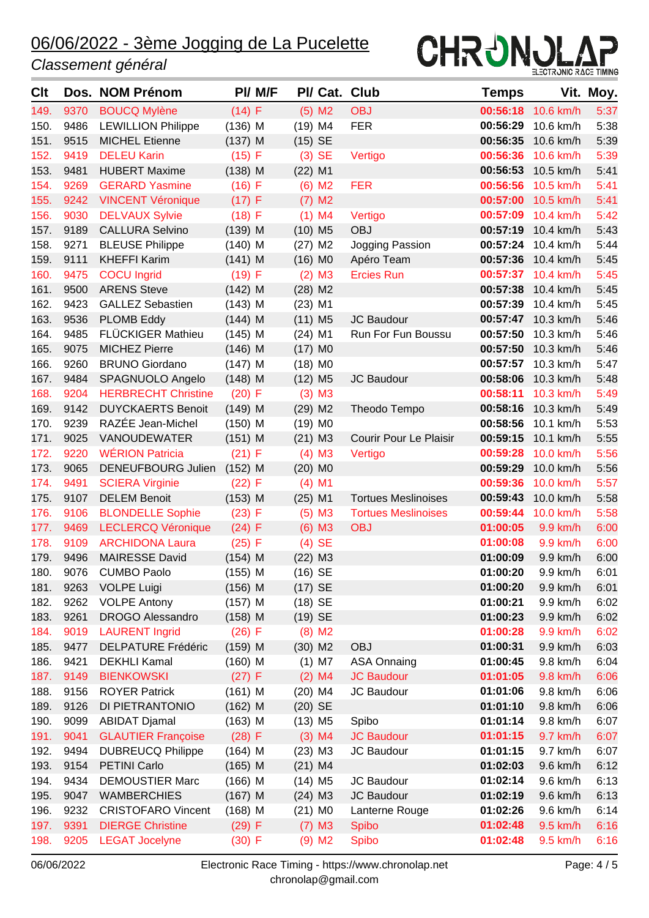## 06/06/2022 - 3ème Jogging de La Pucelette

*Classement général*

| Clt | Dos. | NOM Prénom | Pl/ M/F | | Pl/ Cat. | | Club | Temps | Vit. | Moy. |
|---|---|---|---|---|---|---|---|---|---|---|
| 149. | 9370 | BOUCQ Mylène | (14) | F | (5) | M2 | OBJ | 00:56:18 | 10.6 km/h | 5:37 |
| 150. | 9486 | LEWILLION Philippe | (136) | M | (19) | M4 | FER | 00:56:29 | 10.6 km/h | 5:38 |
| 151. | 9515 | MICHEL Etienne | (137) | M | (15) | SE | | 00:56:35 | 10.6 km/h | 5:39 |
| 152. | 9419 | DELEU Karin | (15) | F | (3) | SE | Vertigo | 00:56:36 | 10.6 km/h | 5:39 |
| 153. | 9481 | HUBERT Maxime | (138) | M | (22) | M1 | | 00:56:53 | 10.5 km/h | 5:41 |
| 154. | 9269 | GERARD Yasmine | (16) | F | (6) | M2 | FER | 00:56:56 | 10.5 km/h | 5:41 |
| 155. | 9242 | VINCENT Véronique | (17) | F | (7) | M2 | | 00:57:00 | 10.5 km/h | 5:41 |
| 156. | 9030 | DELVAUX Sylvie | (18) | F | (1) | M4 | Vertigo | 00:57:09 | 10.4 km/h | 5:42 |
| 157. | 9189 | CALLURA Selvino | (139) | M | (10) | M5 | OBJ | 00:57:19 | 10.4 km/h | 5:43 |
| 158. | 9271 | BLEUSE Philippe | (140) | M | (27) | M2 | Jogging Passion | 00:57:24 | 10.4 km/h | 5:44 |
| 159. | 9111 | KHEFFI Karim | (141) | M | (16) | M0 | Apéro Team | 00:57:36 | 10.4 km/h | 5:45 |
| 160. | 9475 | COCU Ingrid | (19) | F | (2) | M3 | Ercies Run | 00:57:37 | 10.4 km/h | 5:45 |
| 161. | 9500 | ARENS Steve | (142) | M | (28) | M2 | | 00:57:38 | 10.4 km/h | 5:45 |
| 162. | 9423 | GALLEZ Sebastien | (143) | M | (23) | M1 | | 00:57:39 | 10.4 km/h | 5:45 |
| 163. | 9536 | PLOMB Eddy | (144) | M | (11) | M5 | JC Baudour | 00:57:47 | 10.3 km/h | 5:46 |
| 164. | 9485 | FLÜCKIGER Mathieu | (145) | M | (24) | M1 | Run For Fun Boussu | 00:57:50 | 10.3 km/h | 5:46 |
| 165. | 9075 | MICHEZ Pierre | (146) | M | (17) | M0 | | 00:57:50 | 10.3 km/h | 5:46 |
| 166. | 9260 | BRUNO Giordano | (147) | M | (18) | M0 | | 00:57:57 | 10.3 km/h | 5:47 |
| 167. | 9484 | SPAGNUOLO Angelo | (148) | M | (12) | M5 | JC Baudour | 00:58:06 | 10.3 km/h | 5:48 |
| 168. | 9204 | HERBRECHT Christine | (20) | F | (3) | M3 | | 00:58:11 | 10.3 km/h | 5:49 |
| 169. | 9142 | DUYCKAERTS Benoit | (149) | M | (29) | M2 | Theodo Tempo | 00:58:16 | 10.3 km/h | 5:49 |
| 170. | 9239 | RAZÉE Jean-Michel | (150) | M | (19) | M0 | | 00:58:56 | 10.1 km/h | 5:53 |
| 171. | 9025 | VANOUDEWATER | (151) | M | (21) | M3 | Courir Pour Le Plaisir | 00:59:15 | 10.1 km/h | 5:55 |
| 172. | 9220 | WÉRION Patricia | (21) | F | (4) | M3 | Vertigo | 00:59:28 | 10.0 km/h | 5:56 |
| 173. | 9065 | DENEUFBOURG Julien | (152) | M | (20) | M0 | | 00:59:29 | 10.0 km/h | 5:56 |
| 174. | 9491 | SCIERA Virginie | (22) | F | (4) | M1 | | 00:59:36 | 10.0 km/h | 5:57 |
| 175. | 9107 | DELEM Benoit | (153) | M | (25) | M1 | Tortues Meslinoises | 00:59:43 | 10.0 km/h | 5:58 |
| 176. | 9106 | BLONDELLE Sophie | (23) | F | (5) | M3 | Tortues Meslinoises | 00:59:44 | 10.0 km/h | 5:58 |
| 177. | 9469 | LECLERCQ Véronique | (24) | F | (6) | M3 | OBJ | 01:00:05 | 9.9 km/h | 6:00 |
| 178. | 9109 | ARCHIDONA Laura | (25) | F | (4) | SE | | 01:00:08 | 9.9 km/h | 6:00 |
| 179. | 9496 | MAIRESSE David | (154) | M | (22) | M3 | | 01:00:09 | 9.9 km/h | 6:00 |
| 180. | 9076 | CUMBO Paolo | (155) | M | (16) | SE | | 01:00:20 | 9.9 km/h | 6:01 |
| 181. | 9263 | VOLPE Luigi | (156) | M | (17) | SE | | 01:00:20 | 9.9 km/h | 6:01 |
| 182. | 9262 | VOLPE Antony | (157) | M | (18) | SE | | 01:00:21 | 9.9 km/h | 6:02 |
| 183. | 9261 | DROGO Alessandro | (158) | M | (19) | SE | | 01:00:23 | 9.9 km/h | 6:02 |
| 184. | 9019 | LAURENT Ingrid | (26) | F | (8) | M2 | | 01:00:28 | 9.9 km/h | 6:02 |
| 185. | 9477 | DELPATURE Frédéric | (159) | M | (30) | M2 | OBJ | 01:00:31 | 9.9 km/h | 6:03 |
| 186. | 9421 | DEKHLI Kamal | (160) | M | (1) | M7 | ASA Onnaing | 01:00:45 | 9.8 km/h | 6:04 |
| 187. | 9149 | BIENKOWSKI | (27) | F | (2) | M4 | JC Baudour | 01:01:05 | 9.8 km/h | 6:06 |
| 188. | 9156 | ROYER Patrick | (161) | M | (20) | M4 | JC Baudour | 01:01:06 | 9.8 km/h | 6:06 |
| 189. | 9126 | DI PIETRANTONIO | (162) | M | (20) | SE | | 01:01:10 | 9.8 km/h | 6:06 |
| 190. | 9099 | ABIDAT Djamal | (163) | M | (13) | M5 | Spibo | 01:01:14 | 9.8 km/h | 6:07 |
| 191. | 9041 | GLAUTIER Françoise | (28) | F | (3) | M4 | JC Baudour | 01:01:15 | 9.7 km/h | 6:07 |
| 192. | 9494 | DUBREUCQ Philippe | (164) | M | (23) | M3 | JC Baudour | 01:01:15 | 9.7 km/h | 6:07 |
| 193. | 9154 | PETINI Carlo | (165) | M | (21) | M4 | | 01:02:03 | 9.6 km/h | 6:12 |
| 194. | 9434 | DEMOUSTIER Marc | (166) | M | (14) | M5 | JC Baudour | 01:02:14 | 9.6 km/h | 6:13 |
| 195. | 9047 | WAMBERCHIES | (167) | M | (24) | M3 | JC Baudour | 01:02:19 | 9.6 km/h | 6:13 |
| 196. | 9232 | CRISTOFARO Vincent | (168) | M | (21) | M0 | Lanterne Rouge | 01:02:26 | 9.6 km/h | 6:14 |
| 197. | 9391 | DIERGE Christine | (29) | F | (7) | M3 | Spibo | 01:02:48 | 9.5 km/h | 6:16 |
| 198. | 9205 | LEGAT Jocelyne | (30) | F | (9) | M2 | Spibo | 01:02:48 | 9.5 km/h | 6:16 |

06/06/2022 Electronic Race Timing - https://www.chronolap.net
chronolap@gmail.com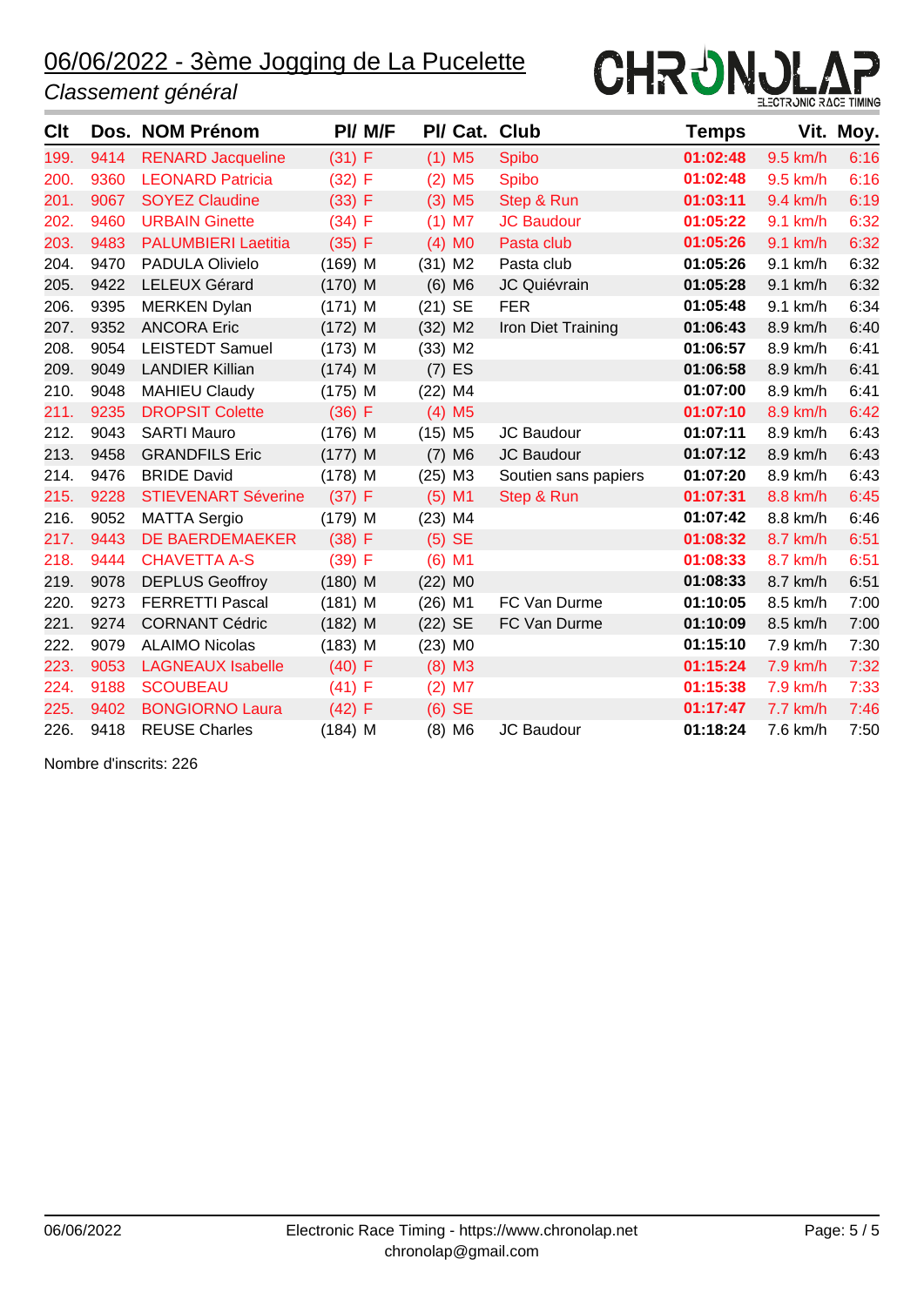# 06/06/2022 - 3ème Jogging de La Pucelette

*Classement général*

| Clt | Dos. | NOM Prénom | Pl/ M/F | Pl/ Cat. | Club | Temps | Vit. | Moy. |
|---|---|---|---|---|---|---|---|---|
| 199. | 9414 | RENARD Jacqueline | (31) F | (1) M5 | Spibo | **01:02:48** | 9.5 km/h | 6:16 |
| 200. | 9360 | LEONARD Patricia | (32) F | (2) M5 | Spibo | **01:02:48** | 9.5 km/h | 6:16 |
| 201. | 9067 | SOYEZ Claudine | (33) F | (3) M5 | Step & Run | **01:03:11** | 9.4 km/h | 6:19 |
| 202. | 9460 | URBAIN Ginette | (34) F | (1) M7 | JC Baudour | **01:05:22** | 9.1 km/h | 6:32 |
| 203. | 9483 | PALUMBIERI Laetitia | (35) F | (4) M0 | Pasta club | **01:05:26** | 9.1 km/h | 6:32 |
| 204. | 9470 | PADULA Olivielo | (169) M | (31) M2 | Pasta club | **01:05:26** | 9.1 km/h | 6:32 |
| 205. | 9422 | LELEUX Gérard | (170) M | (6) M6 | JC Quiévrain | **01:05:28** | 9.1 km/h | 6:32 |
| 206. | 9395 | MERKEN Dylan | (171) M | (21) SE | FER | **01:05:48** | 9.1 km/h | 6:34 |
| 207. | 9352 | ANCORA Eric | (172) M | (32) M2 | Iron Diet Training | **01:06:43** | 8.9 km/h | 6:40 |
| 208. | 9054 | LEISTEDT Samuel | (173) M | (33) M2 | | **01:06:57** | 8.9 km/h | 6:41 |
| 209. | 9049 | LANDIER Killian | (174) M | (7) ES | | **01:06:58** | 8.9 km/h | 6:41 |
| 210. | 9048 | MAHIEU Claudy | (175) M | (22) M4 | | **01:07:00** | 8.9 km/h | 6:41 |
| 211. | 9235 | DROPSIT Colette | (36) F | (4) M5 | | **01:07:10** | 8.9 km/h | 6:42 |
| 212. | 9043 | SARTI Mauro | (176) M | (15) M5 | JC Baudour | **01:07:11** | 8.9 km/h | 6:43 |
| 213. | 9458 | GRANDFILS Eric | (177) M | (7) M6 | JC Baudour | **01:07:12** | 8.9 km/h | 6:43 |
| 214. | 9476 | BRIDE David | (178) M | (25) M3 | Soutien sans papiers | **01:07:20** | 8.9 km/h | 6:43 |
| 215. | 9228 | STIEVENART Séverine | (37) F | (5) M1 | Step & Run | **01:07:31** | 8.8 km/h | 6:45 |
| 216. | 9052 | MATTA Sergio | (179) M | (23) M4 | | **01:07:42** | 8.8 km/h | 6:46 |
| 217. | 9443 | DE BAERDEMAEKER | (38) F | (5) SE | | **01:08:32** | 8.7 km/h | 6:51 |
| 218. | 9444 | CHAVETTA A-S | (39) F | (6) M1 | | **01:08:33** | 8.7 km/h | 6:51 |
| 219. | 9078 | DEPLUS Geoffroy | (180) M | (22) M0 | | **01:08:33** | 8.7 km/h | 6:51 |
| 220. | 9273 | FERRETTI Pascal | (181) M | (26) M1 | FC Van Durme | **01:10:05** | 8.5 km/h | 7:00 |
| 221. | 9274 | CORNANT Cédric | (182) M | (22) SE | FC Van Durme | **01:10:09** | 8.5 km/h | 7:00 |
| 222. | 9079 | ALAIMO Nicolas | (183) M | (23) M0 | | **01:15:10** | 7.9 km/h | 7:30 |
| 223. | 9053 | LAGNEAUX Isabelle | (40) F | (8) M3 | | **01:15:24** | 7.9 km/h | 7:32 |
| 224. | 9188 | SCOUBEAU | (41) F | (2) M7 | | **01:15:38** | 7.9 km/h | 7:33 |
| 225. | 9402 | BONGIORNO Laura | (42) F | (6) SE | | **01:17:47** | 7.7 km/h | 7:46 |
| 226. | 9418 | REUSE Charles | (184) M | (8) M6 | JC Baudour | **01:18:24** | 7.6 km/h | 7:50 |

Nombre d'inscrits: 226